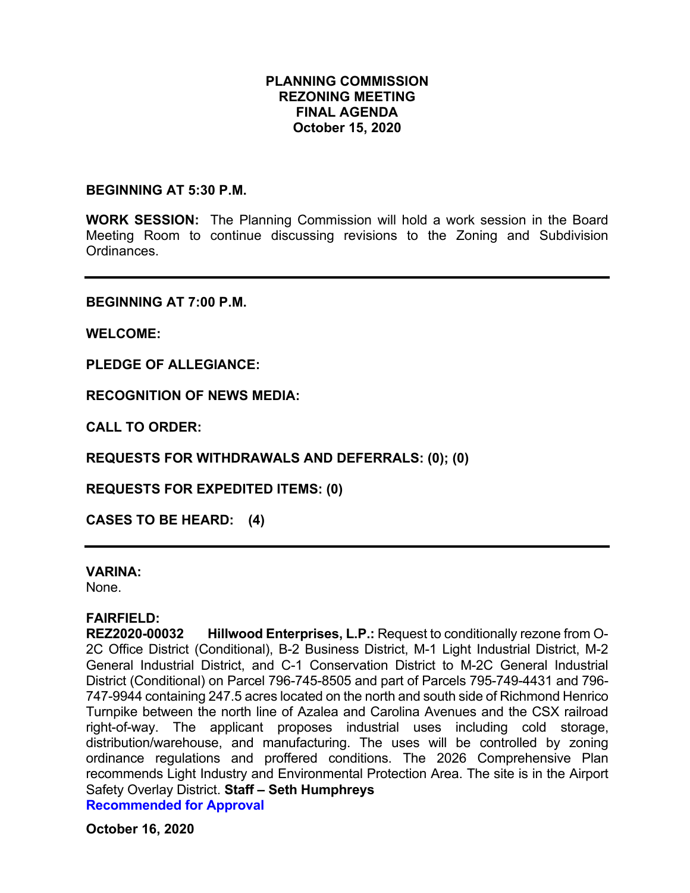# PLANNING COMMISSION
# REZONING MEETING
# FINAL AGENDA
# October 15, 2020

**BEGINNING AT 5:30 P.M.**

**WORK SESSION:** The Planning Commission will hold a work session in the Board Meeting Room to continue discussing revisions to the Zoning and Subdivision Ordinances.

---

**BEGINNING AT 7:00 P.M.**

**WELCOME:**

**PLEDGE OF ALLEGIANCE:**

**RECOGNITION OF NEWS MEDIA:**

**CALL TO ORDER:**

**REQUESTS FOR WITHDRAWALS AND DEFERRALS: (0); (0)**

**REQUESTS FOR EXPEDITED ITEMS: (0)**

**CASES TO BE HEARD: (4)**

---

**VARINA:**
None.

**FAIRFIELD:**
**REZ2020-00032 Hillwood Enterprises, L.P.:** Request to conditionally rezone from O-2C Office District (Conditional), B-2 Business District, M-1 Light Industrial District, M-2 General Industrial District, and C-1 Conservation District to M-2C General Industrial District (Conditional) on Parcel 796-745-8505 and part of Parcels 795-749-4431 and 796-747-9944 containing 247.5 acres located on the north and south side of Richmond Henrico Turnpike between the north line of Azalea and Carolina Avenues and the CSX railroad right-of-way. The applicant proposes industrial uses including cold storage, distribution/warehouse, and manufacturing. The uses will be controlled by zoning ordinance regulations and proffered conditions. The 2026 Comprehensive Plan recommends Light Industry and Environmental Protection Area. The site is in the Airport Safety Overlay District. **Staff – Seth Humphreys**
**Recommended for Approval**

**October 16, 2020**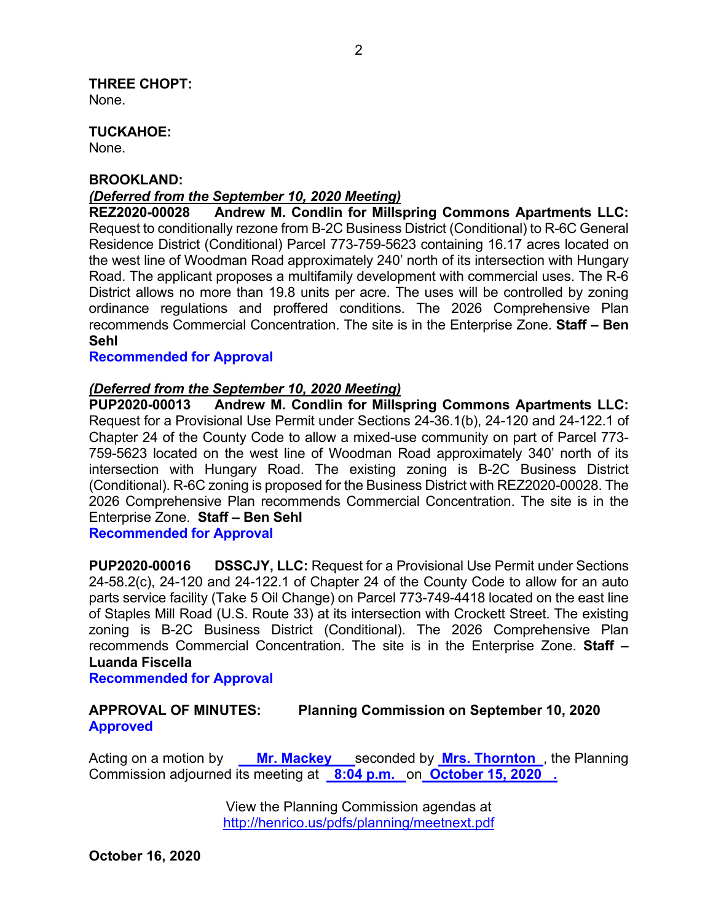**THREE CHOPT:**
None.

**TUCKAHOE:**
None.

**BROOKLAND:**

***(Deferred from the September 10, 2020 Meeting)***
**REZ2020-00028 Andrew M. Condlin for Millspring Commons Apartments LLC:** Request to conditionally rezone from B-2C Business District (Conditional) to R-6C General Residence District (Conditional) Parcel 773-759-5623 containing 16.17 acres located on the west line of Woodman Road approximately 240' north of its intersection with Hungary Road. The applicant proposes a multifamily development with commercial uses. The R-6 District allows no more than 19.8 units per acre. The uses will be controlled by zoning ordinance regulations and proffered conditions. The 2026 Comprehensive Plan recommends Commercial Concentration. The site is in the Enterprise Zone. **Staff – Ben Sehl**
**Recommended for Approval**

***(Deferred from the September 10, 2020 Meeting)***
**PUP2020-00013 Andrew M. Condlin for Millspring Commons Apartments LLC:** Request for a Provisional Use Permit under Sections 24-36.1(b), 24-120 and 24-122.1 of Chapter 24 of the County Code to allow a mixed-use community on part of Parcel 773-759-5623 located on the west line of Woodman Road approximately 340' north of its intersection with Hungary Road. The existing zoning is B-2C Business District (Conditional). R-6C zoning is proposed for the Business District with REZ2020-00028. The 2026 Comprehensive Plan recommends Commercial Concentration. The site is in the Enterprise Zone. **Staff – Ben Sehl**
**Recommended for Approval**

**PUP2020-00016 DSSCJY, LLC:** Request for a Provisional Use Permit under Sections 24-58.2(c), 24-120 and 24-122.1 of Chapter 24 of the County Code to allow for an auto parts service facility (Take 5 Oil Change) on Parcel 773-749-4418 located on the east line of Staples Mill Road (U.S. Route 33) at its intersection with Crockett Street. The existing zoning is B-2C Business District (Conditional). The 2026 Comprehensive Plan recommends Commercial Concentration. The site is in the Enterprise Zone. **Staff – Luanda Fiscella**
**Recommended for Approval**

**APPROVAL OF MINUTES: Planning Commission on September 10, 2020**
**Approved**

Acting on a motion by **Mr. Mackey** seconded by **Mrs. Thornton**, the Planning Commission adjourned its meeting at **8:04 p.m.** on **October 15, 2020**.

View the Planning Commission agendas at
http://henrico.us/pdfs/planning/meetnext.pdf

**October 16, 2020**